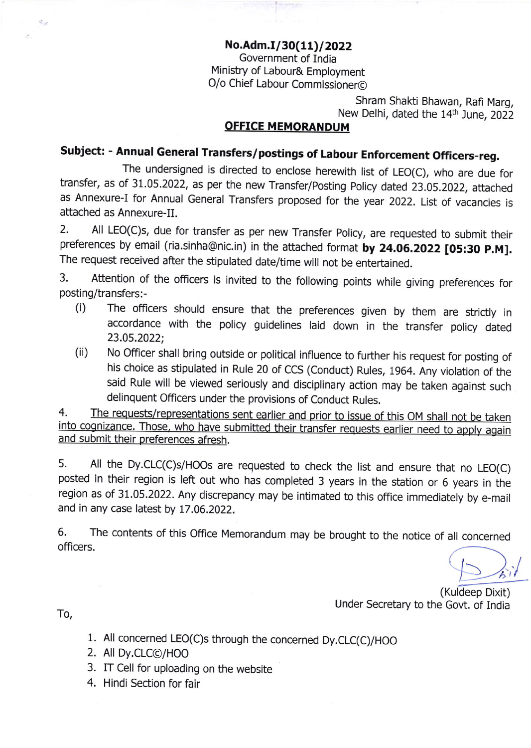**No.Adm.I/30(11)/2022**
Government of India
Ministry of Labour& Employment
O/o Chief Labour Commissioner©

Shram Shakti Bhawan, Rafi Marg,
New Delhi, dated the 14th June, 2022

**OFFICE MEMORANDUM**

**Subject: - Annual General Transfers/postings of Labour Enforcement Officers-reg.**

The undersigned is directed to enclose herewith list of LEO(C), who are due for transfer, as of 31.05.2022, as per the new Transfer/Posting Policy dated 23.05.2022, attached as Annexure-I for Annual General Transfers proposed for the year 2022. List of vacancies is attached as Annexure-II.

2. All LEO(C)s, due for transfer as per new Transfer Policy, are requested to submit their preferences by email (ria.sinha@nic.in) in the attached format **by 24.06.2022 [05:30 P.M].** The request received after the stipulated date/time will not be entertained.

3. Attention of the officers is invited to the following points while giving preferences for posting/transfers:-

(i) The officers should ensure that the preferences given by them are strictly in accordance with the policy guidelines laid down in the transfer policy dated 23.05.2022;

(ii) No Officer shall bring outside or political influence to further his request for posting of his choice as stipulated in Rule 20 of CCS (Conduct) Rules, 1964. Any violation of the said Rule will be viewed seriously and disciplinary action may be taken against such delinquent Officers under the provisions of Conduct Rules.

4. <u>The requests/representations sent earlier and prior to issue of this OM shall not be taken into cognizance. Those, who have submitted their transfer requests earlier need to apply again and submit their preferences afresh.</u>

5. All the Dy.CLC(C)s/HOOs are requested to check the list and ensure that no LEO(C) posted in their region is left out who has completed 3 years in the station or 6 years in the region as of 31.05.2022. Any discrepancy may be intimated to this office immediately by e-mail and in any case latest by 17.06.2022.

6. The contents of this Office Memorandum may be brought to the notice of all concerned officers.

(Kuldeep Dixit)
Under Secretary to the Govt. of India

To,

1. All concerned LEO(C)s through the concerned Dy.CLC(C)/HOO
2. All Dy.CLC©/HOO
3. IT Cell for uploading on the website
4. Hindi Section for fair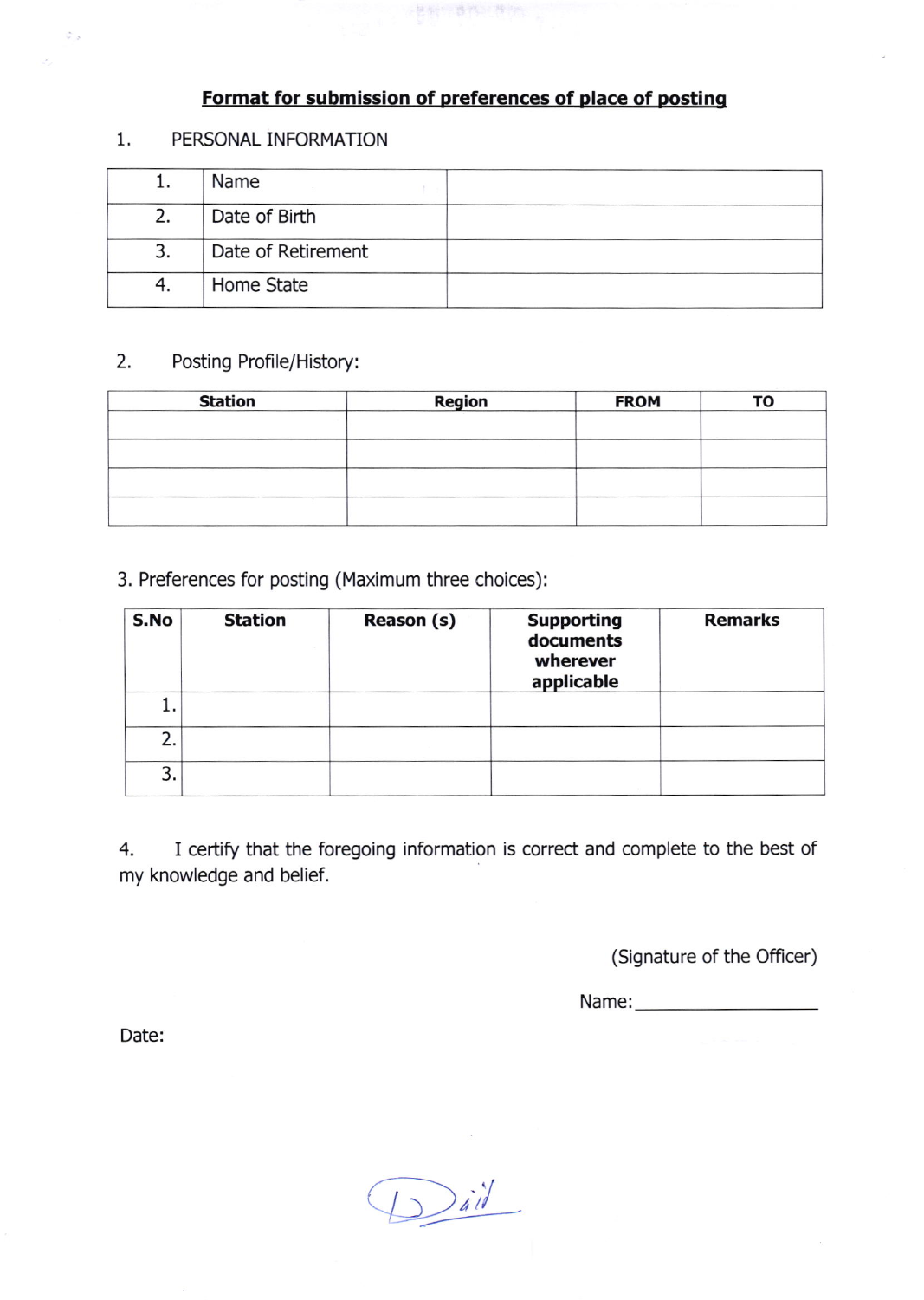## Format for submission of preferences of place of posting

1. PERSONAL INFORMATION

| | | |
|---|---|---|
| 1. | Name | |
| 2. | Date of Birth | |
| 3. | Date of Retirement | |
| 4. | Home State | |

2. Posting Profile/History:

| Station | Region | FROM | TO |
|---|---|---|---|
| | | | |
| | | | |
| | | | |
| | | | |

3. Preferences for posting (Maximum three choices):

| S.No | Station | Reason (s) | Supporting documents wherever applicable | Remarks |
|---|---|---|---|---|
| 1. | | | | |
| 2. | | | | |
| 3. | | | | |

4. I certify that the foregoing information is correct and complete to the best of my knowledge and belief.

(Signature of the Officer)

Name:___________________

Date: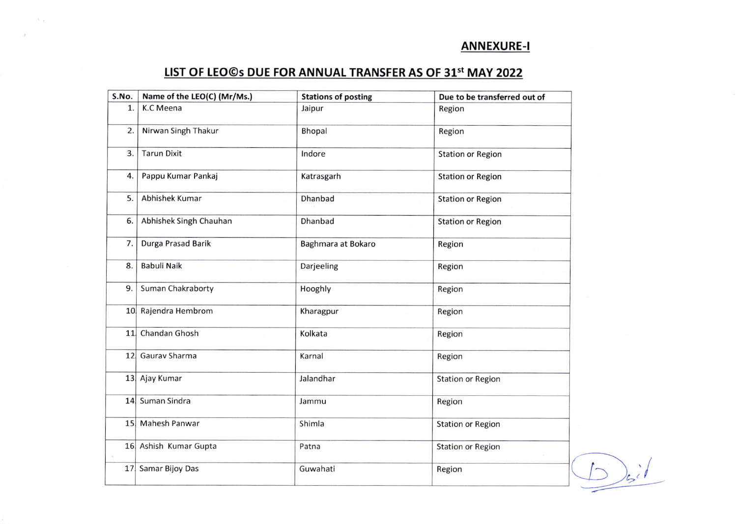**ANNEXURE-I**

## LIST OF LEO©s DUE FOR ANNUAL TRANSFER AS OF 31st MAY 2022

| S.No. | Name of the LEO(C) (Mr/Ms.) | Stations of posting | Due to be transferred out of |
|---|---|---|---|
| 1. | K.C Meena | Jaipur | Region |
| 2. | Nirwan Singh Thakur | Bhopal | Region |
| 3. | Tarun Dixit | Indore | Station or Region |
| 4. | Pappu Kumar Pankaj | Katrasgarh | Station or Region |
| 5. | Abhishek Kumar | Dhanbad | Station or Region |
| 6. | Abhishek Singh Chauhan | Dhanbad | Station or Region |
| 7. | Durga Prasad Barik | Baghmara at Bokaro | Region |
| 8. | Babuli Naik | Darjeeling | Region |
| 9. | Suman Chakraborty | Hooghly | Region |
| 10 | Rajendra Hembrom | Kharagpur | Region |
| 11 | Chandan Ghosh | Kolkata | Region |
| 12 | Gaurav Sharma | Karnal | Region |
| 13 | Ajay Kumar | Jalandhar | Station or Region |
| 14 | Suman Sindra | Jammu | Region |
| 15 | Mahesh Panwar | Shimla | Station or Region |
| 16 | Ashish Kumar Gupta | Patna | Station or Region |
| 17 | Samar Bijoy Das | Guwahati | Region |